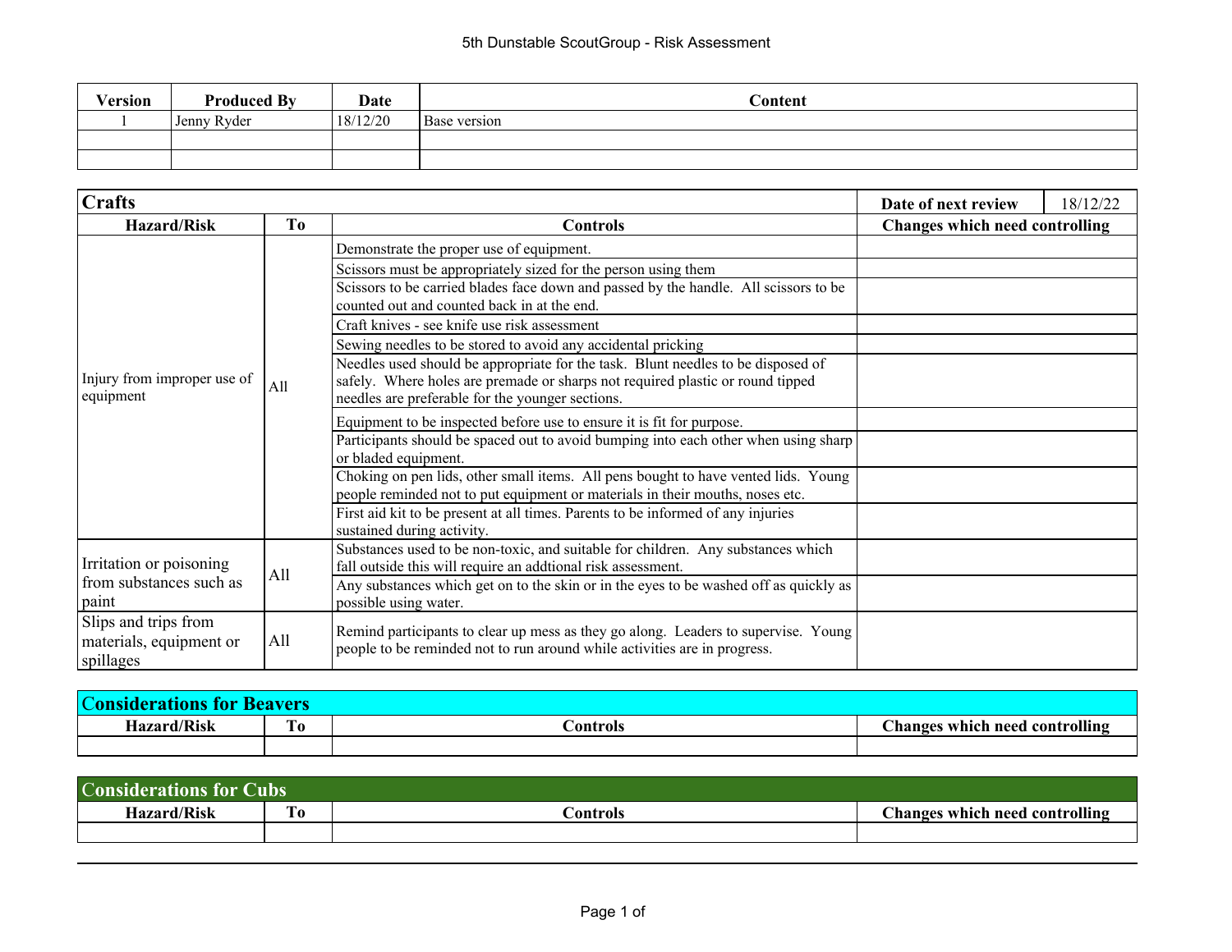5th Dunstable ScoutGroup - Risk Assessment

| Version | Produced By | Date | Content |
|---|---|---|---|
| 1 | Jenny Ryder | 18/12/20 | Base version |
| | | | |
| | | | |

## Crafts

Date of next review: 18/12/22

| Hazard/Risk | To | Controls | Changes which need controlling |
|---|---|---|---|
| Injury from improper use of equipment | All | Demonstrate the proper use of equipment. | |
| | | Scissors must be appropriately sized for the person using them | |
| | | Scissors to be carried blades face down and passed by the handle. All scissors to be counted out and counted back in at the end. | |
| | | Craft knives - see knife use risk assessment | |
| | | Sewing needles to be stored to avoid any accidental pricking | |
| | | Needles used should be appropriate for the task. Blunt needles to be disposed of safely. Where holes are premade or sharps not required plastic or round tipped needles are preferable for the younger sections. | |
| | | Equipment to be inspected before use to ensure it is fit for purpose. | |
| | | Participants should be spaced out to avoid bumping into each other when using sharp or bladed equipment. | |
| | | Choking on pen lids, other small items. All pens bought to have vented lids. Young people reminded not to put equipment or materials in their mouths, noses etc. | |
| | | First aid kit to be present at all times. Parents to be informed of any injuries sustained during activity. | |
| Irritation or poisoning from substances such as paint | All | Substances used to be non-toxic, and suitable for children. Any substances which fall outside this will require an addtional risk assessment. | |
| | | Any substances which get on to the skin or in the eyes to be washed off as quickly as possible using water. | |
| Slips and trips from materials, equipment or spillages | All | Remind participants to clear up mess as they go along. Leaders to supervise. Young people to be reminded not to run around while activities are in progress. | |

## Considerations for Beavers

| Hazard/Risk | To | Controls | Changes which need controlling |
|---|---|---|---|
| | | | |

## Considerations for Cubs

| Hazard/Risk | To | Controls | Changes which need controlling |
|---|---|---|---|
| | | | |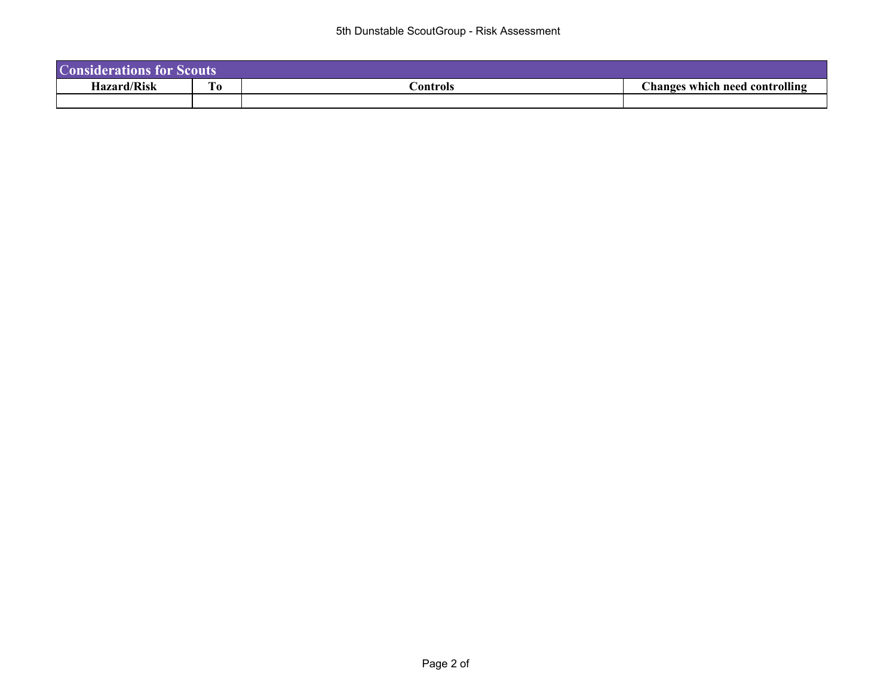| Considerations for Scouts | | | |
|---|---|---|---|
| **Hazard/Risk** | **To** | **Controls** | **Changes which need controlling** |
| | | | |